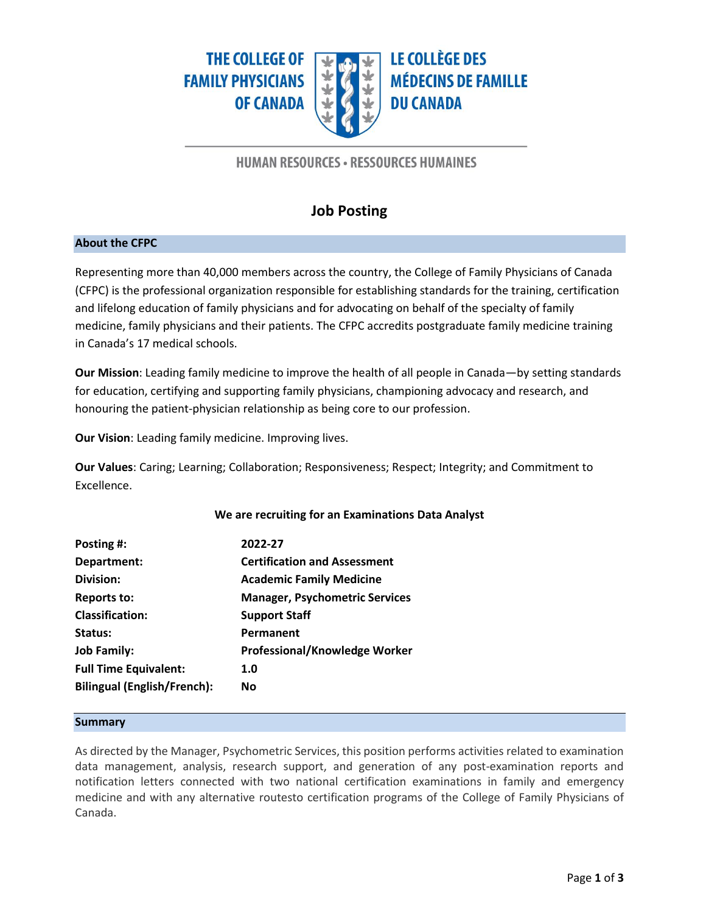THE COLLEGE OF FAMILY PHYSICIANS OF CANADA

LE COLLÈGE DES MÉDECINS DE FAMILLE DU CANADA

HUMAN RESOURCES • RESSOURCES HUMAINES

# Job Posting

## About the CFPC

Representing more than 40,000 members across the country, the College of Family Physicians of Canada (CFPC) is the professional organization responsible for establishing standards for the training, certification and lifelong education of family physicians and for advocating on behalf of the specialty of family medicine, family physicians and their patients. The CFPC accredits postgraduate family medicine training in Canada's 17 medical schools.

**Our Mission**: Leading family medicine to improve the health of all people in Canada—by setting standards for education, certifying and supporting family physicians, championing advocacy and research, and honouring the patient-physician relationship as being core to our profession.

**Our Vision**: Leading family medicine. Improving lives.

**Our Values**: Caring; Learning; Collaboration; Responsiveness; Respect; Integrity; and Commitment to Excellence.

**We are recruiting for an Examinations Data Analyst**

| | |
|---|---|
| **Posting #:** | **2022-27** |
| **Department:** | **Certification and Assessment** |
| **Division:** | **Academic Family Medicine** |
| **Reports to:** | **Manager, Psychometric Services** |
| **Classification:** | **Support Staff** |
| **Status:** | **Permanent** |
| **Job Family:** | **Professional/Knowledge Worker** |
| **Full Time Equivalent:** | **1.0** |
| **Bilingual (English/French):** | **No** |

## Summary

As directed by the Manager, Psychometric Services, this position performs activities related to examination data management, analysis, research support, and generation of any post-examination reports and notification letters connected with two national certification examinations in family and emergency medicine and with any alternative routesto certification programs of the College of Family Physicians of Canada.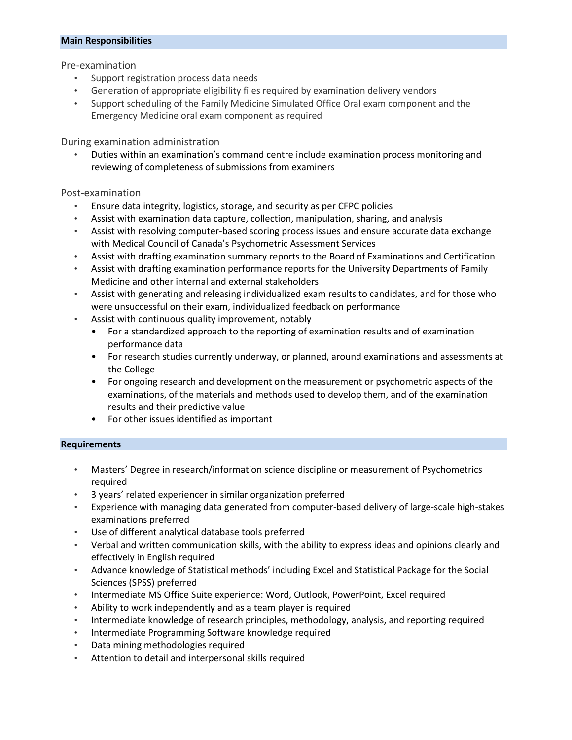## Main Responsibilities

### Pre-examination

- Support registration process data needs
- Generation of appropriate eligibility files required by examination delivery vendors
- Support scheduling of the Family Medicine Simulated Office Oral exam component and the Emergency Medicine oral exam component as required

### During examination administration

- Duties within an examination's command centre include examination process monitoring and reviewing of completeness of submissions from examiners

### Post-examination

- Ensure data integrity, logistics, storage, and security as per CFPC policies
- Assist with examination data capture, collection, manipulation, sharing, and analysis
- Assist with resolving computer-based scoring process issues and ensure accurate data exchange with Medical Council of Canada's Psychometric Assessment Services
- Assist with drafting examination summary reports to the Board of Examinations and Certification
- Assist with drafting examination performance reports for the University Departments of Family Medicine and other internal and external stakeholders
- Assist with generating and releasing individualized exam results to candidates, and for those who were unsuccessful on their exam, individualized feedback on performance
- Assist with continuous quality improvement, notably
  - For a standardized approach to the reporting of examination results and of examination performance data
  - For research studies currently underway, or planned, around examinations and assessments at the College
  - For ongoing research and development on the measurement or psychometric aspects of the examinations, of the materials and methods used to develop them, and of the examination results and their predictive value
  - For other issues identified as important

## Requirements

- Masters' Degree in research/information science discipline or measurement of Psychometrics required
- 3 years' related experiencer in similar organization preferred
- Experience with managing data generated from computer-based delivery of large-scale high-stakes examinations preferred
- Use of different analytical database tools preferred
- Verbal and written communication skills, with the ability to express ideas and opinions clearly and effectively in English required
- Advance knowledge of Statistical methods' including Excel and Statistical Package for the Social Sciences (SPSS) preferred
- Intermediate MS Office Suite experience: Word, Outlook, PowerPoint, Excel required
- Ability to work independently and as a team player is required
- Intermediate knowledge of research principles, methodology, analysis, and reporting required
- Intermediate Programming Software knowledge required
- Data mining methodologies required
- Attention to detail and interpersonal skills required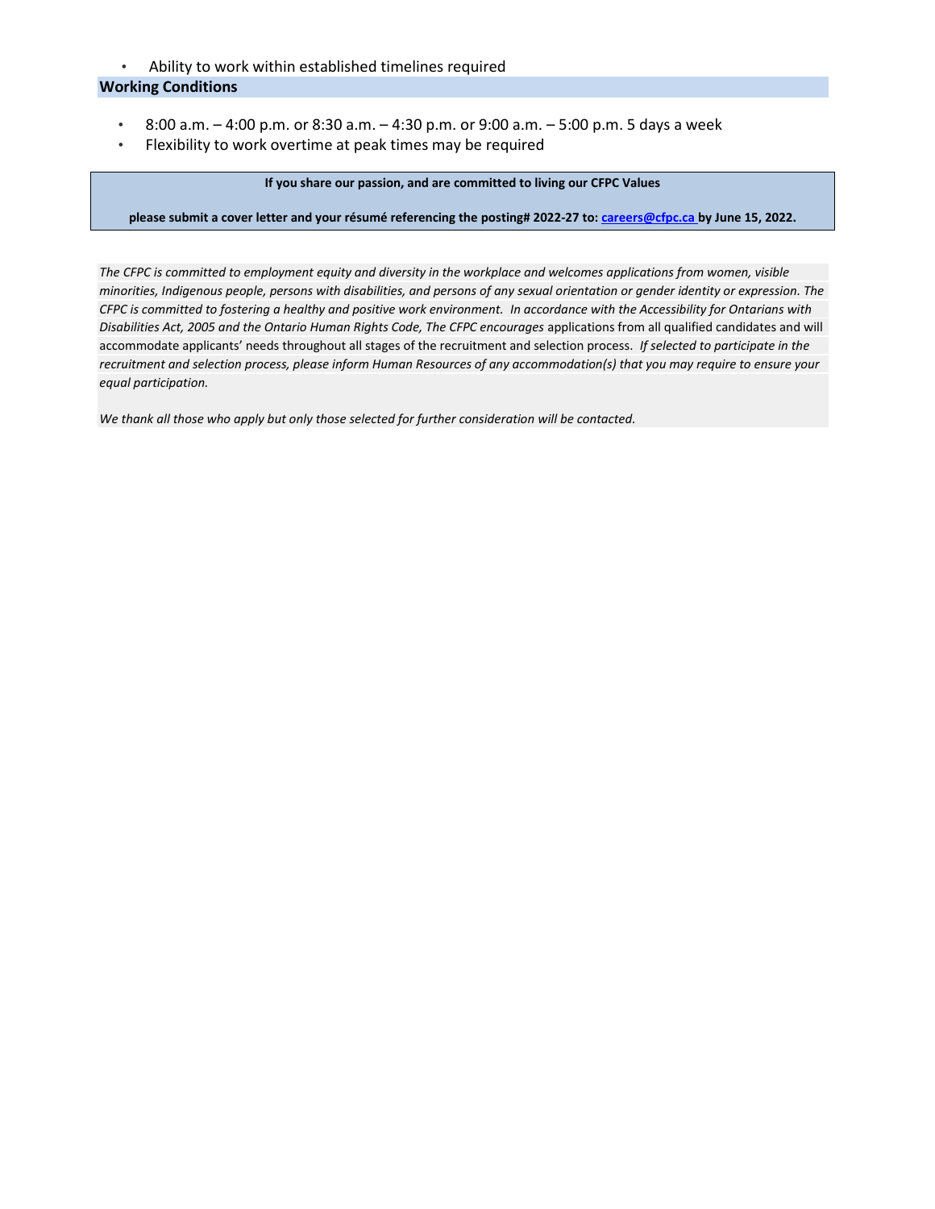- Ability to work within established timelines required

## Working Conditions

- 8:00 a.m. – 4:00 p.m. or 8:30 a.m. – 4:30 p.m. or 9:00 a.m. – 5:00 p.m. 5 days a week
- Flexibility to work overtime at peak times may be required

**If you share our passion, and are committed to living our CFPC Values**

**please submit a cover letter and your résumé referencing the posting# 2022-27 to: careers@cfpc.ca by June 15, 2022.**

*The CFPC is committed to employment equity and diversity in the workplace and welcomes applications from women, visible minorities, Indigenous people, persons with disabilities, and persons of any sexual orientation or gender identity or expression. The CFPC is committed to fostering a healthy and positive work environment. In accordance with the Accessibility for Ontarians with Disabilities Act, 2005 and the Ontario Human Rights Code, The CFPC encourages* applications from all qualified candidates and will accommodate applicants' needs throughout all stages of the recruitment and selection process. *If selected to participate in the recruitment and selection process, please inform Human Resources of any accommodation(s) that you may require to ensure your equal participation.*

*We thank all those who apply but only those selected for further consideration will be contacted.*